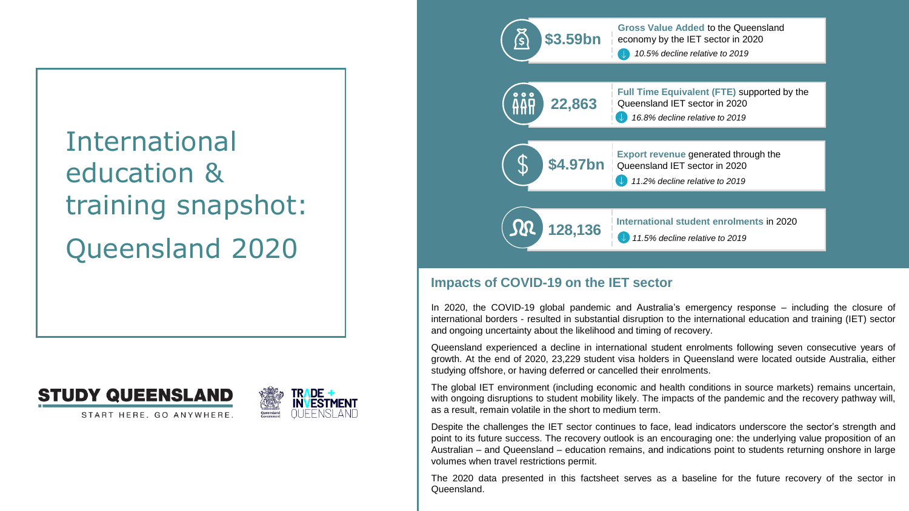# International education & training snapshot: Queensland 2020

STUDY QUEENSLAND

START HERE. GO ANYWHERE.

TRADE + INVESTMENT QUEENSLAND

**$3.59bn**

**Gross Value Added** to the Queensland economy by the IET sector in 2020

*10.5% decline relative to 2019*

**22,863**

**Full Time Equivalent (FTE)** supported by the Queensland IET sector in 2020

*16.8% decline relative to 2019*

**$4.97bn**

**Export revenue** generated through the Queensland IET sector in 2020

*11.2% decline relative to 2019*

**128,136**

**International student enrolments** in 2020

*11.5% decline relative to 2019*

## Impacts of COVID-19 on the IET sector

In 2020, the COVID-19 global pandemic and Australia's emergency response – including the closure of international borders - resulted in substantial disruption to the international education and training (IET) sector and ongoing uncertainty about the likelihood and timing of recovery.

Queensland experienced a decline in international student enrolments following seven consecutive years of growth. At the end of 2020, 23,229 student visa holders in Queensland were located outside Australia, either studying offshore, or having deferred or cancelled their enrolments.

The global IET environment (including economic and health conditions in source markets) remains uncertain, with ongoing disruptions to student mobility likely. The impacts of the pandemic and the recovery pathway will, as a result, remain volatile in the short to medium term.

Despite the challenges the IET sector continues to face, lead indicators underscore the sector's strength and point to its future success. The recovery outlook is an encouraging one: the underlying value proposition of an Australian – and Queensland – education remains, and indications point to students returning onshore in large volumes when travel restrictions permit.

The 2020 data presented in this factsheet serves as a baseline for the future recovery of the sector in Queensland.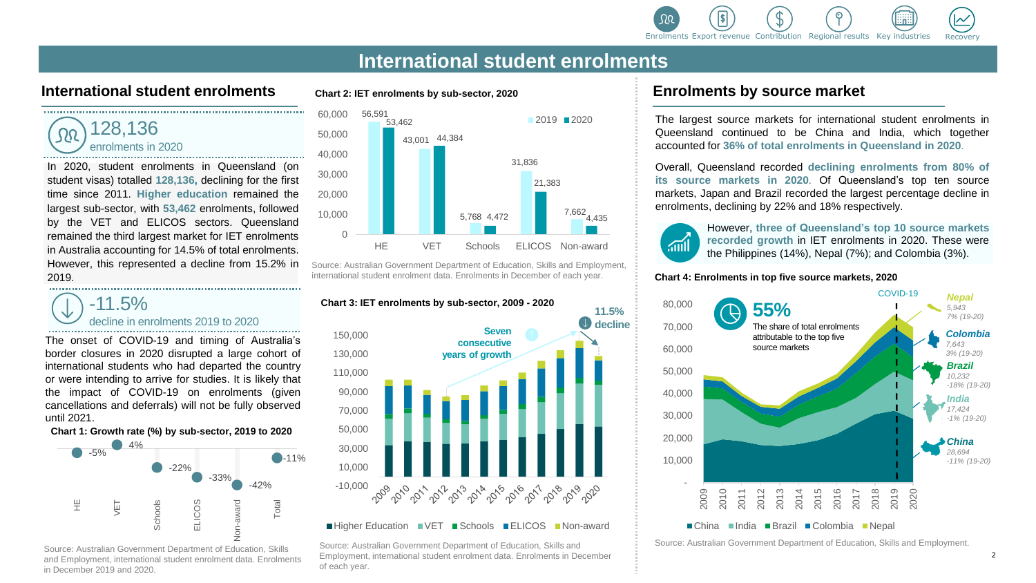# International student enrolments

## International student enrolments

**128,136**
enrolments in 2020

In 2020, student enrolments in Queensland (on student visas) totalled **128,136,** declining for the first time since 2011. **Higher education** remained the largest sub-sector, with **53,462** enrolments, followed by the VET and ELICOS sectors. Queensland remained the third largest market for IET enrolments in Australia accounting for 14.5% of total enrolments. However, this represented a decline from 15.2% in 2019.

**-11.5%**
decline in enrolments 2019 to 2020

The onset of COVID-19 and timing of Australia's border closures in 2020 disrupted a large cohort of international students who had departed the country or were intending to arrive for studies. It is likely that the impact of COVID-19 on enrolments (given cancellations and deferrals) will not be fully observed until 2021.

**Chart 1: Growth rate (%) by sub-sector, 2019 to 2020**

| Sub-sector | Growth rate |
|---|---|
| HE | -5% |
| VET | 4% |
| Schools | -22% |
| ELICOS | -33% |
| Non-award | -42% |
| Total | -11% |

Source: Australian Government Department of Education, Skills and Employment, international student enrolment data. Enrolments in December 2019 and 2020.

**Chart 2: IET enrolments by sub-sector, 2020**

| Sub-sector | 2019 | 2020 |
|---|---|---|
| HE | 56,591 | 53,462 |
| VET | 43,001 | 44,384 |
| Schools | 5,768 | 4,472 |
| ELICOS | 31,836 | 21,383 |
| Non-award | 7,662 | 4,435 |

Source: Australian Government Department of Education, Skills and Employment, international student enrolment data. Enrolments in December of each year.

**Chart 3: IET enrolments by sub-sector, 2009 - 2020**

Seven consecutive years of growth

11.5% decline

Higher Education, VET, Schools, ELICOS, Non-award

Source: Australian Government Department of Education, Skills and Employment, international student enrolment data. Enrolments in December of each year.

## Enrolments by source market

The largest source markets for international student enrolments in Queensland continued to be China and India, which together accounted for **36% of total enrolments in Queensland in 2020**.

Overall, Queensland recorded **declining enrolments from 80% of its source markets in 2020**. Of Queensland's top ten source markets, Japan and Brazil recorded the largest percentage decline in enrolments, declining by 22% and 18% respectively.

However, **three of Queensland's top 10 source markets recorded growth** in IET enrolments in 2020. These were the Philippines (14%), Nepal (7%); and Colombia (3%).

**Chart 4: Enrolments in top five source markets, 2020**

**55%** The share of total enrolments attributable to the top five source markets

| Market | 2020 enrolments | Change (19-20) |
|---|---|---|
| Nepal | 5,943 | 7% |
| Colombia | 7,643 | 3% |
| Brazil | 10,232 | -18% |
| India | 17,424 | -1% |
| China | 28,694 | -11% |

Source: Australian Government Department of Education, Skills and Employment.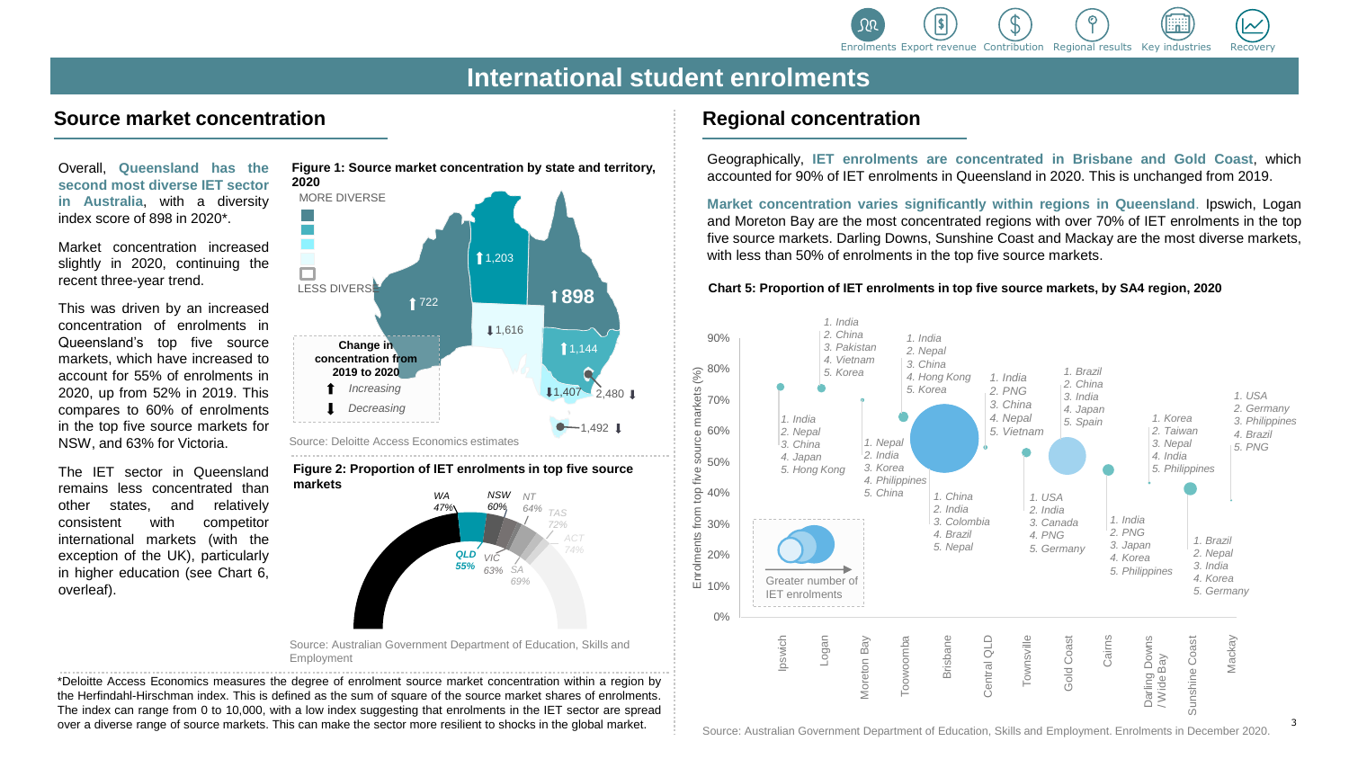# International student enrolments

## Source market concentration

Overall, **Queensland has the second most diverse IET sector in Australia**, with a diversity index score of 898 in 2020*.

Market concentration increased slightly in 2020, continuing the recent three-year trend.

This was driven by an increased concentration of enrolments in Queensland's top five source markets, which have increased to account for 55% of enrolments in 2020, up from 52% in 2019. This compares to 60% of enrolments in the top five source markets for NSW, and 63% for Victoria.

The IET sector in Queensland remains less concentrated than other states, and relatively consistent with competitor international markets (with the exception of the UK), particularly in higher education (see Chart 6, overleaf).

**Figure 1: Source market concentration by state and territory, 2020**

MORE DIVERSE / LESS DIVERSE

Change in concentration from 2019 to 2020: ⬆ Increasing ⬇ Decreasing

WA ⬆722; NT ⬆1,203; SA ⬇1,616; QLD ⬆898; NSW ⬆1,144; VIC ⬇1,407; ACT 2,480 ⬇; TAS 1,492 ⬇

Source: Deloitte Access Economics estimates

**Figure 2: Proportion of IET enrolments in top five source markets**

WA 47%; QLD 55%; NSW 60%; VIC 63%; NT 64%; SA 69%; TAS 72%; ACT 74%

Source: Australian Government Department of Education, Skills and Employment

*Deloitte Access Economics measures the degree of enrolment source market concentration within a region by the Herfindahl-Hirschman index. This is defined as the sum of square of the source market shares of enrolments. The index can range from 0 to 10,000, with a low index suggesting that enrolments in the IET sector are spread over a diverse range of source markets. This can make the sector more resilient to shocks in the global market.

## Regional concentration

Geographically, **IET enrolments are concentrated in Brisbane and Gold Coast**, which accounted for 90% of IET enrolments in Queensland in 2020. This is unchanged from 2019.

**Market concentration varies significantly within regions in Queensland**. Ipswich, Logan and Moreton Bay are the most concentrated regions with over 70% of IET enrolments in the top five source markets. Darling Downs, Sunshine Coast and Mackay are the most diverse markets, with less than 50% of enrolments in the top five source markets.

**Chart 5: Proportion of IET enrolments in top five source markets, by SA4 region, 2020**

| Region | Top five source markets |
|---|---|
| Ipswich | 1. India, 2. Nepal, 3. China, 4. Japan, 5. Hong Kong |
| Logan | 1. India, 2. China, 3. Pakistan, 4. Vietnam, 5. Korea |
| Moreton Bay | 1. Nepal, 2. India, 3. Korea, 4. Philippines, 5. China |
| Toowoomba | 1. India, 2. Nepal, 3. China, 4. Hong Kong, 5. Korea |
| Brisbane | 1. China, 2. India, 3. Colombia, 4. Brazil, 5. Nepal |
| Central QLD | 1. India, 2. PNG, 3. China, 4. Nepal, 5. Vietnam |
| Townsville | 1. USA, 2. India, 3. Canada, 4. PNG, 5. Germany |
| Gold Coast | 1. Brazil, 2. China, 3. India, 4. Japan, 5. Spain |
| Cairns | 1. India, 2. PNG, 3. Japan, 4. Korea, 5. Philippines |
| Darling Downs / Wide Bay | 1. Korea, 2. Taiwan, 3. Nepal, 4. India, 5. Philippines |
| Sunshine Coast | 1. Brazil, 2. Nepal, 3. India, 4. Korea, 5. Germany |
| Mackay | 1. USA, 2. Germany, 3. Philippines, 4. Brazil, 5. PNG |

Greater number of IET enrolments

Source: Australian Government Department of Education, Skills and Employment. Enrolments in December 2020.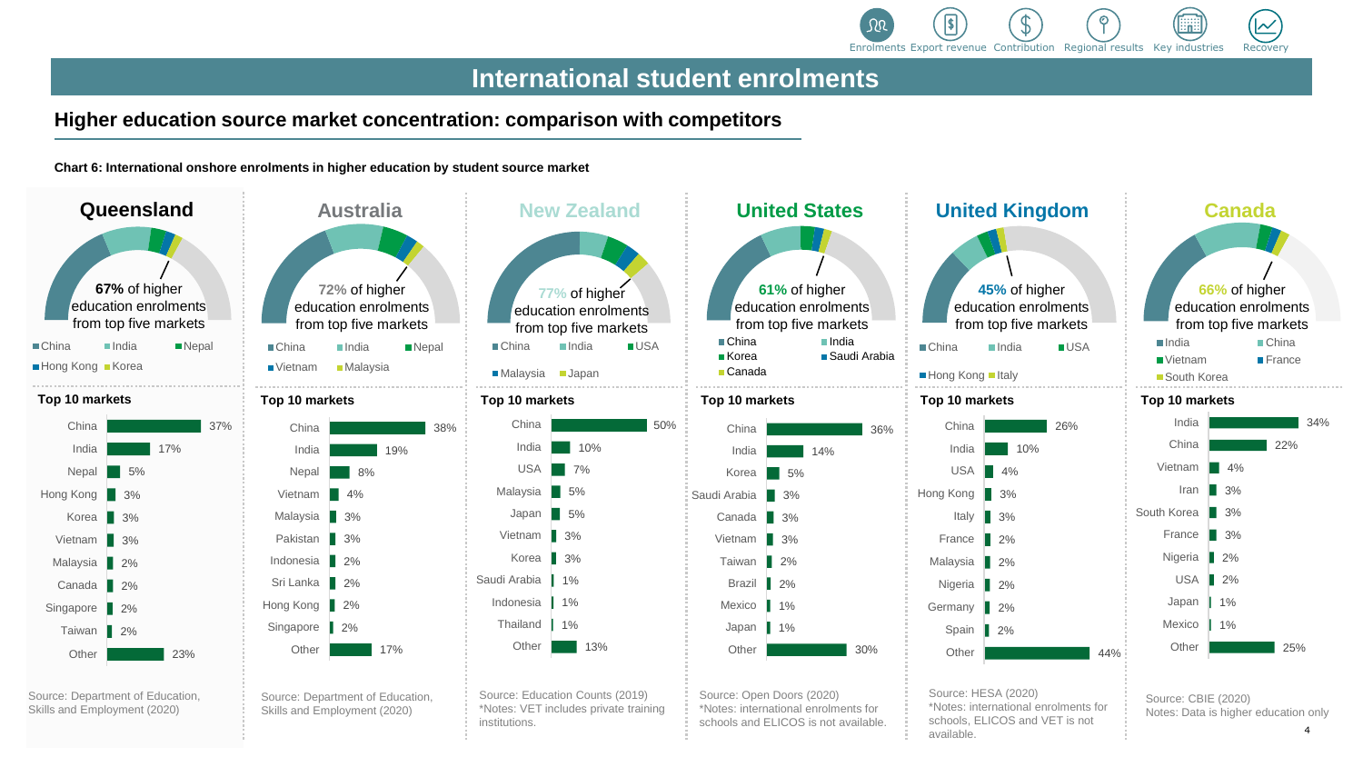# International student enrolments

## Higher education source market concentration: comparison with competitors

**Chart 6: International onshore enrolments in higher education by student source market**

### Queensland

**67%** of higher education enrolments from top five markets

China, India, Nepal, Hong Kong, Korea

**Top 10 markets**

| Market | Share |
|---|---|
| China | 37% |
| India | 17% |
| Nepal | 5% |
| Hong Kong | 3% |
| Korea | 3% |
| Vietnam | 3% |
| Malaysia | 2% |
| Canada | 2% |
| Singapore | 2% |
| Taiwan | 2% |
| Other | 23% |

Source: Department of Education, Skills and Employment (2020)

### Australia

**72%** of higher education enrolments from top five markets

China, India, Nepal, Vietnam, Malaysia

**Top 10 markets**

| Market | Share |
|---|---|
| China | 38% |
| India | 19% |
| Nepal | 8% |
| Vietnam | 4% |
| Malaysia | 3% |
| Pakistan | 3% |
| Indonesia | 2% |
| Sri Lanka | 2% |
| Hong Kong | 2% |
| Singapore | 2% |
| Other | 17% |

Source: Department of Education, Skills and Employment (2020)

### New Zealand

**77%** of higher education enrolments from top five markets

China, India, USA, Malaysia, Japan

**Top 10 markets**

| Market | Share |
|---|---|
| China | 50% |
| India | 10% |
| USA | 7% |
| Malaysia | 5% |
| Japan | 5% |
| Vietnam | 3% |
| Korea | 3% |
| Saudi Arabia | 1% |
| Indonesia | 1% |
| Thailand | 1% |
| Other | 13% |

Source: Education Counts (2019)
*Notes: VET includes private training institutions.

### United States

**61%** of higher education enrolments from top five markets

China, India, Korea, Saudi Arabia, Canada

**Top 10 markets**

| Market | Share |
|---|---|
| China | 36% |
| India | 14% |
| Korea | 5% |
| Saudi Arabia | 3% |
| Canada | 3% |
| Vietnam | 3% |
| Taiwan | 2% |
| Brazil | 2% |
| Mexico | 1% |
| Japan | 1% |
| Other | 30% |

Source: Open Doors (2020)
*Notes: international enrolments for schools and ELICOS is not available.

### United Kingdom

**45%** of higher education enrolments from top five markets

China, India, USA, Hong Kong, Italy

**Top 10 markets**

| Market | Share |
|---|---|
| China | 26% |
| India | 10% |
| USA | 4% |
| Hong Kong | 3% |
| Italy | 3% |
| France | 2% |
| Malaysia | 2% |
| Nigeria | 2% |
| Germany | 2% |
| Spain | 2% |
| Other | 44% |

Source: HESA (2020)
*Notes: international enrolments for schools, ELICOS and VET is not available.

### Canada

**66%** of higher education enrolments from top five markets

India, China, Vietnam, France, South Korea

**Top 10 markets**

| Market | Share |
|---|---|
| India | 34% |
| China | 22% |
| Vietnam | 4% |
| Iran | 3% |
| South Korea | 3% |
| France | 3% |
| Nigeria | 2% |
| USA | 2% |
| Japan | 1% |
| Mexico | 1% |
| Other | 25% |

Source: CBIE (2020)
Notes: Data is higher education only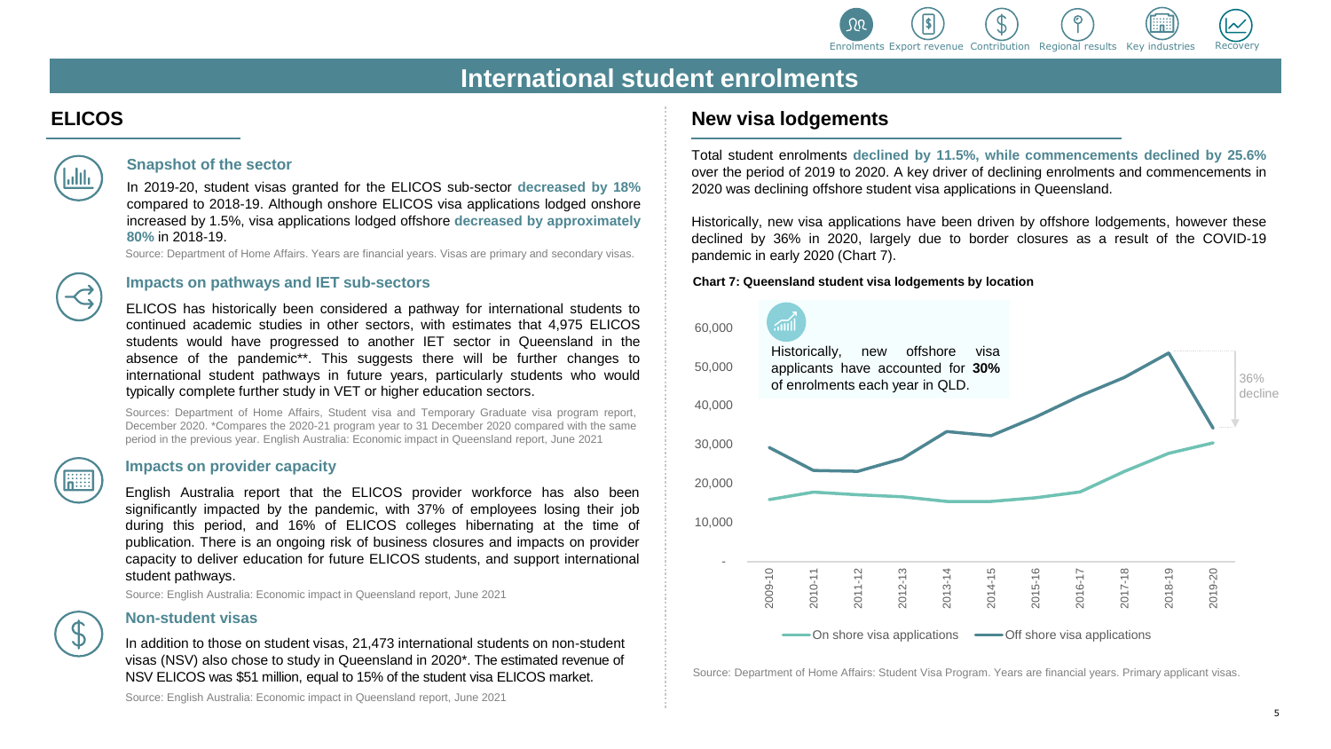# International student enrolments

## ELICOS

### Snapshot of the sector

In 2019-20, student visas granted for the ELICOS sub-sector **decreased by 18%** compared to 2018-19. Although onshore ELICOS visa applications lodged onshore increased by 1.5%, visa applications lodged offshore **decreased by approximately 80%** in 2018-19.

Source: Department of Home Affairs. Years are financial years. Visas are primary and secondary visas.

### Impacts on pathways and IET sub-sectors

ELICOS has historically been considered a pathway for international students to continued academic studies in other sectors, with estimates that 4,975 ELICOS students would have progressed to another IET sector in Queensland in the absence of the pandemic**. This suggests there will be further changes to international student pathways in future years, particularly students who would typically complete further study in VET or higher education sectors.

Sources: Department of Home Affairs, Student visa and Temporary Graduate visa program report, December 2020. *Compares the 2020-21 program year to 31 December 2020 compared with the same period in the previous year. English Australia: Economic impact in Queensland report, June 2021

### Impacts on provider capacity

English Australia report that the ELICOS provider workforce has also been significantly impacted by the pandemic, with 37% of employees losing their job during this period, and 16% of ELICOS colleges hibernating at the time of publication. There is an ongoing risk of business closures and impacts on provider capacity to deliver education for future ELICOS students, and support international student pathways.

Source: English Australia: Economic impact in Queensland report, June 2021

### Non-student visas

In addition to those on student visas, 21,473 international students on non-student visas (NSV) also chose to study in Queensland in 2020*. The estimated revenue of NSV ELICOS was $51 million, equal to 15% of the student visa ELICOS market.

Source: English Australia: Economic impact in Queensland report, June 2021

## New visa lodgements

Total student enrolments **declined by 11.5%, while commencements declined by 25.6%** over the period of 2019 to 2020. A key driver of declining enrolments and commencements in 2020 was declining offshore student visa applications in Queensland.

Historically, new visa applications have been driven by offshore lodgements, however these declined by 36% in 2020, largely due to border closures as a result of the COVID-19 pandemic in early 2020 (Chart 7).

**Chart 7: Queensland student visa lodgements by location**

Historically, new offshore visa applicants have accounted for **30%** of enrolments each year in QLD.

36% decline

Legend: On shore visa applications; Off shore visa applications

Source: Department of Home Affairs: Student Visa Program. Years are financial years. Primary applicant visas.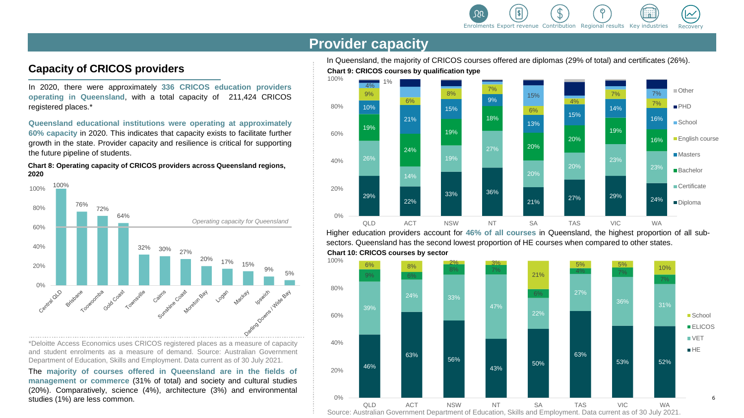# Provider capacity

## Capacity of CRICOS providers

In 2020, there were approximately **336 CRICOS education providers operating in Queensland**, with a total capacity of 211,424 CRICOS registered places.*

**Queensland educational institutions were operating at approximately 60% capacity** in 2020. This indicates that capacity exists to facilitate further growth in the state. Provider capacity and resilience is critical for supporting the future pipeline of students.

**Chart 8: Operating capacity of CRICOS providers across Queensland regions, 2020**

| Region | Operating capacity |
|---|---|
| Central QLD | 100% |
| Brisbane | 76% |
| Toowoomba | 72% |
| Gold Coast | 64% |
| Townsville | 32% |
| Cairns | 30% |
| Sunshine Coast | 27% |
| Moreton Bay | 20% |
| Logan | 17% |
| Mackay | 15% |
| Ipswich | 9% |
| Darling Downs / Wide Bay | 5% |

*Operating capacity for Queensland* (approximately 60%)

*Deloitte Access Economics uses CRICOS registered places as a measure of capacity and student enrolments as a measure of demand. Source: Australian Government Department of Education, Skills and Employment. Data current as of 30 July 2021.

The **majority of courses offered in Queensland are in the fields of management or commerce** (31% of total) and society and cultural studies (20%). Comparatively, science (4%), architecture (3%) and environmental studies (1%) are less common.

In Queensland, the majority of CRICOS courses offered are diplomas (29% of total) and certificates (26%).

**Chart 9: CRICOS courses by qualification type**

| | QLD | ACT | NSW | NT | SA | TAS | VIC | WA |
|---|---|---|---|---|---|---|---|---|
| Diploma | 29% | 22% | 33% | 36% | 21% | 27% | 29% | 24% |
| Certificate | 26% | 14% | 19% | 27% | 20% | 20% | 23% | 23% |
| Bachelor | 19% | 24% | 19% | 18% | 20% | 20% | 19% | 16% |
| Masters | 10% | 21% | 15% | 9% | 13% | 15% | 14% | 16% |
| English course | 9% | 6% | 8% | 7% | 6% | 4% | 7% | 7% |
| School | 4% | | | | 15% | | | 7% |
| PHD | 1% | | | | | | | |
| Other | | | | | | | | |

Higher education providers account for **46% of all courses** in Queensland, the highest proportion of all sub-sectors. Queensland has the second lowest proportion of HE courses when compared to other states.

**Chart 10: CRICOS courses by sector**

| | QLD | ACT | NSW | NT | SA | TAS | VIC | WA |
|---|---|---|---|---|---|---|---|---|
| HE | 46% | 63% | 56% | 43% | 50% | 63% | 53% | 52% |
| VET | 39% | 24% | 33% | 47% | 22% | 27% | 36% | 31% |
| ELICOS | 9% | 6% | 8% | 7% | 6% | 4% | 7% | 7% |
| School | 6% | 8% | 2% | 3% | 21% | 5% | 5% | 10% |

Source: Australian Government Department of Education, Skills and Employment. Data current as of 30 July 2021.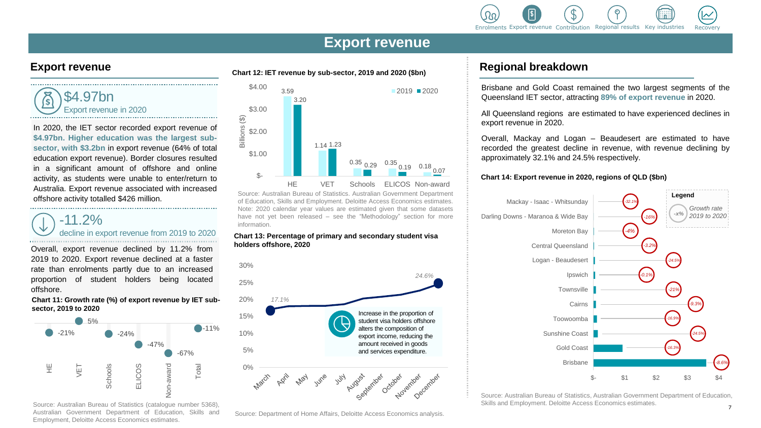# Export revenue

## Export revenue

**$4.97bn**
Export revenue in 2020

In 2020, the IET sector recorded export revenue of **$4.97bn. Higher education was the largest sub-sector, with $3.2bn** in export revenue (64% of total education export revenue). Border closures resulted in a significant amount of offshore and online activity, as students were unable to enter/return to Australia. Export revenue associated with increased offshore activity totalled $426 million.

**-11.2%**
decline in export revenue from 2019 to 2020

Overall, export revenue declined by 11.2% from 2019 to 2020. Export revenue declined at a faster rate than enrolments partly due to an increased proportion of student holders being located offshore.

**Chart 11: Growth rate (%) of export revenue by IET sub-sector, 2019 to 2020**

| Sub-sector | Growth rate |
|---|---|
| HE | -11% |
| VET | 5% |
| Schools | -21% |
| ELICOS | -47% |
| Non-award | -67% |
| Total | -11% |

Source: Australian Bureau of Statistics (catalogue number 5368), Australian Government Department of Education, Skills and Employment, Deloitte Access Economics estimates.

**Chart 12: IET revenue by sub-sector, 2019 and 2020 ($bn)**

| Sub-sector | 2019 | 2020 |
|---|---|---|
| HE | 3.59 | 3.20 |
| VET | 1.14 | 1.23 |
| Schools | 0.35 | 0.29 |
| ELICOS | 0.35 | 0.19 |
| Non-award | 0.18 | 0.07 |

Source: Australian Bureau of Statistics. Australian Government Department of Education, Skills and Employment. Deloitte Access Economics estimates. Note: 2020 calendar year values are estimated given that some datasets have not yet been released – see the "Methodology" section for more information.

**Chart 13: Percentage of primary and secondary student visa holders offshore, 2020**

| Month | Share offshore |
|---|---|
| March | 17.1% |
| December | 24.6% |

Increase in the proportion of student visa holders offshore alters the composition of export income, reducing the amount received in goods and services expenditure.

Source: Department of Home Affairs, Deloitte Access Economics analysis.

## Regional breakdown

Brisbane and Gold Coast remained the two largest segments of the Queensland IET sector, attracting **89% of export revenue** in 2020.

All Queensland regions are estimated to have experienced declines in export revenue in 2020.

Overall, Mackay and Logan – Beaudesert are estimated to have recorded the greatest decline in revenue, with revenue declining by approximately 32.1% and 24.5% respectively.

**Chart 14: Export revenue in 2020, regions of QLD ($bn)**

| Region | Growth rate 2019 to 2020 |
|---|---|
| Mackay - Isaac - Whitsunday | -32.1% |
| Darling Downs - Maranoa & Wide Bay | -16% |
| Moreton Bay | -4% |
| Central Queensland | -3.2% |
| Logan - Beaudesert | -24.5% |
| Ipswich | -0.1% |
| Townsville | -21% |
| Cairns | -9.3% |
| Toowoomba | -16.9% |
| Sunshine Coast | -24.5% |
| Gold Coast | -16.3% |
| Brisbane | -8.6% |

Source: Australian Bureau of Statistics, Australian Government Department of Education, Skills and Employment. Deloitte Access Economics estimates.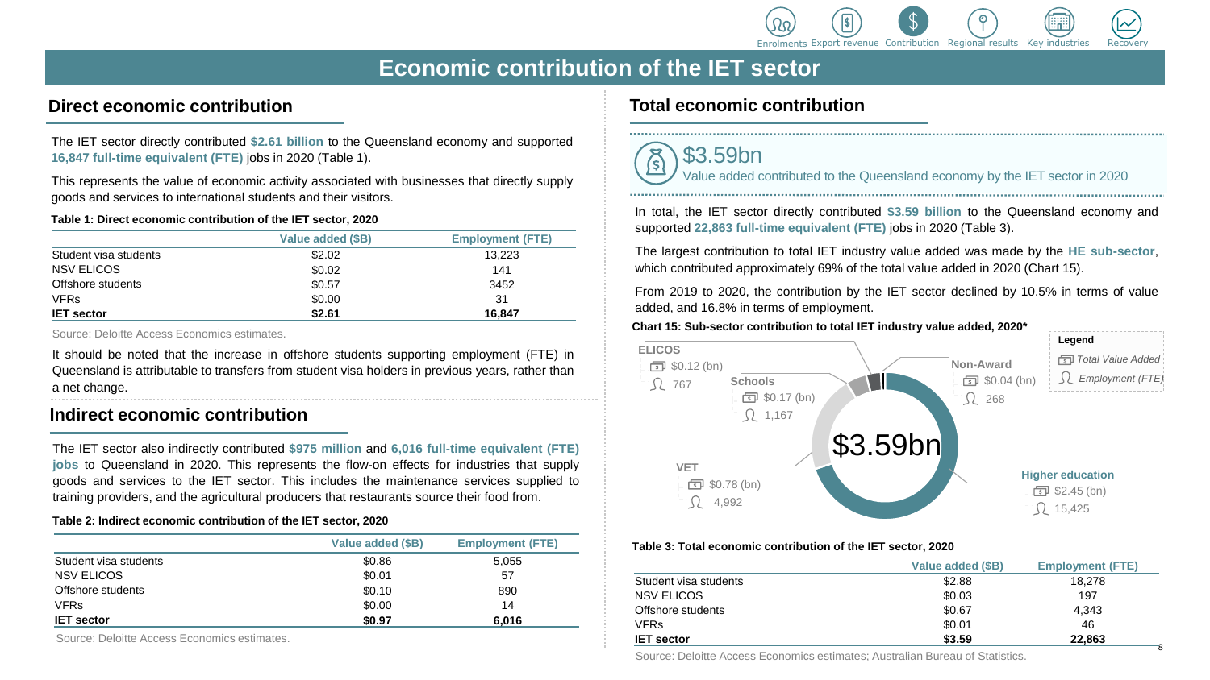# Economic contribution of the IET sector

## Direct economic contribution

The IET sector directly contributed **$2.61 billion** to the Queensland economy and supported **16,847 full-time equivalent (FTE)** jobs in 2020 (Table 1).

This represents the value of economic activity associated with businesses that directly supply goods and services to international students and their visitors.

**Table 1: Direct economic contribution of the IET sector, 2020**

| | Value added ($B) | Employment (FTE) |
|---|---|---|
| Student visa students | $2.02 | 13,223 |
| NSV ELICOS | $0.02 | 141 |
| Offshore students | $0.57 | 3452 |
| VFRs | $0.00 | 31 |
| **IET sector** | **$2.61** | **16,847** |

Source: Deloitte Access Economics estimates.

It should be noted that the increase in offshore students supporting employment (FTE) in Queensland is attributable to transfers from student visa holders in previous years, rather than a net change.

## Indirect economic contribution

The IET sector also indirectly contributed **$975 million** and **6,016 full-time equivalent (FTE) jobs** to Queensland in 2020. This represents the flow-on effects for industries that supply goods and services to the IET sector. This includes the maintenance services supplied to training providers, and the agricultural producers that restaurants source their food from.

**Table 2: Indirect economic contribution of the IET sector, 2020**

| | Value added ($B) | Employment (FTE) |
|---|---|---|
| Student visa students | $0.86 | 5,055 |
| NSV ELICOS | $0.01 | 57 |
| Offshore students | $0.10 | 890 |
| VFRs | $0.00 | 14 |
| **IET sector** | **$0.97** | **6,016** |

Source: Deloitte Access Economics estimates.

## Total economic contribution

**$3.59bn**
Value added contributed to the Queensland economy by the IET sector in 2020

In total, the IET sector directly contributed **$3.59 billion** to the Queensland economy and supported **22,863 full-time equivalent (FTE)** jobs in 2020 (Table 3).

The largest contribution to total IET industry value added was made by the **HE sub-sector**, which contributed approximately 69% of the total value added in 2020 (Chart 15).

From 2019 to 2020, the contribution by the IET sector declined by 10.5% in terms of value added, and 16.8% in terms of employment.

**Chart 15: Sub-sector contribution to total IET industry value added, 2020***

Legend: Total Value Added; Employment (FTE)

Total: $3.59bn

- ELICOS: $0.12 (bn); 767
- Schools: $0.17 (bn); 1,167
- Non-Award: $0.04 (bn); 268
- VET: $0.78 (bn); 4,992
- Higher education: $2.45 (bn); 15,425

**Table 3: Total economic contribution of the IET sector, 2020**

| | Value added ($B) | Employment (FTE) |
|---|---|---|
| Student visa students | $2.88 | 18,278 |
| NSV ELICOS | $0.03 | 197 |
| Offshore students | $0.67 | 4,343 |
| VFRs | $0.01 | 46 |
| **IET sector** | **$3.59** | **22,863** |

Source: Deloitte Access Economics estimates; Australian Bureau of Statistics.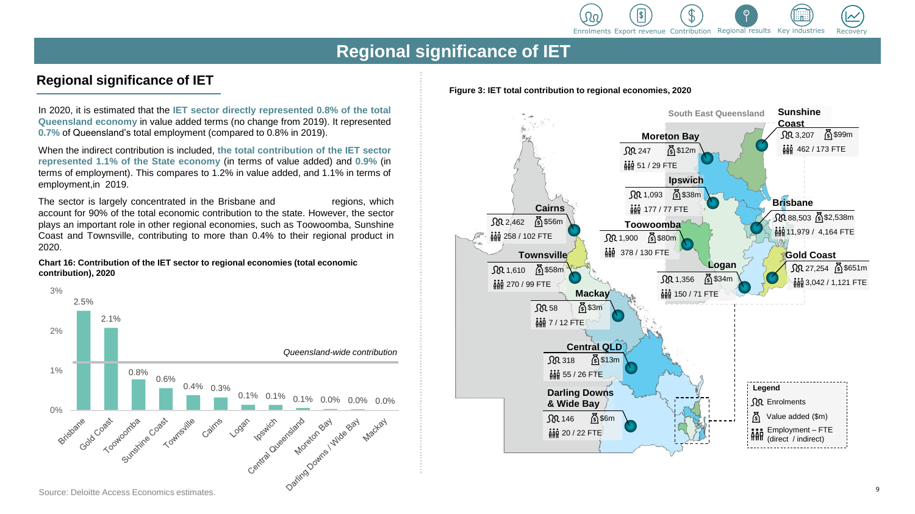# Regional significance of IET

## Regional significance of IET

In 2020, it is estimated that the **IET sector directly represented 0.8% of the total Queensland economy** in value added terms (no change from 2019). It represented **0.7%** of Queensland's total employment (compared to 0.8% in 2019).

When the indirect contribution is included, **the total contribution of the IET sector represented 1.1% of the State economy** (in terms of value added) and **0.9%** (in terms of employment). This compares to 1.2% in value added, and 1.1% in terms of employment,in 2019.

The sector is largely concentrated in the Brisbane and regions, which account for 90% of the total economic contribution to the state. However, the sector plays an important role in other regional economies, such as Toowoomba, Sunshine Coast and Townsville, contributing to more than 0.4% to their regional product in 2020.

**Chart 16: Contribution of the IET sector to regional economies (total economic contribution), 2020**

| Region | Contribution |
| --- | --- |
| Brisbane | 2.5% |
| Gold Coast | 2.1% |
| Toowoomba | 0.8% |
| Sunshine Coast | 0.6% |
| Townsville | 0.4% |
| Cairns | 0.3% |
| Logan | 0.1% |
| Ipswich | 0.1% |
| Central Queensland | 0.1% |
| Moreton Bay | 0.0% |
| Darling Downs / Wide Bay | 0.0% |
| Mackay | 0.0% |

*Queensland-wide contribution*

Source: Deloitte Access Economics estimates.

**Figure 3: IET total contribution to regional economies, 2020**

| Region | Enrolments | Value added ($m) | Employment – FTE (direct / indirect) |
| --- | --- | --- | --- |
| Sunshine Coast | 3,207 | $99m | 462 / 173 FTE |
| Moreton Bay | 247 | $12m | 51 / 29 FTE |
| Ipswich | 1,093 | $38m | 177 / 77 FTE |
| Brisbane | 88,503 | $2,538m | 11,979 / 4,164 FTE |
| Cairns | 2,462 | $56m | 258 / 102 FTE |
| Toowoomba | 1,900 | $80m | 378 / 130 FTE |
| Townsville | 1,610 | $58m | 270 / 99 FTE |
| Logan | 1,356 | $34m | 150 / 71 FTE |
| Gold Coast | 27,254 | $651m | 3,042 / 1,121 FTE |
| Mackay | 58 | $3m | 7 / 12 FTE |
| Central QLD | 318 | $13m | 55 / 26 FTE |
| Darling Downs & Wide Bay | 146 | $6m | 20 / 22 FTE |

Legend: Enrolments; Value added ($m); Employment – FTE (direct / indirect)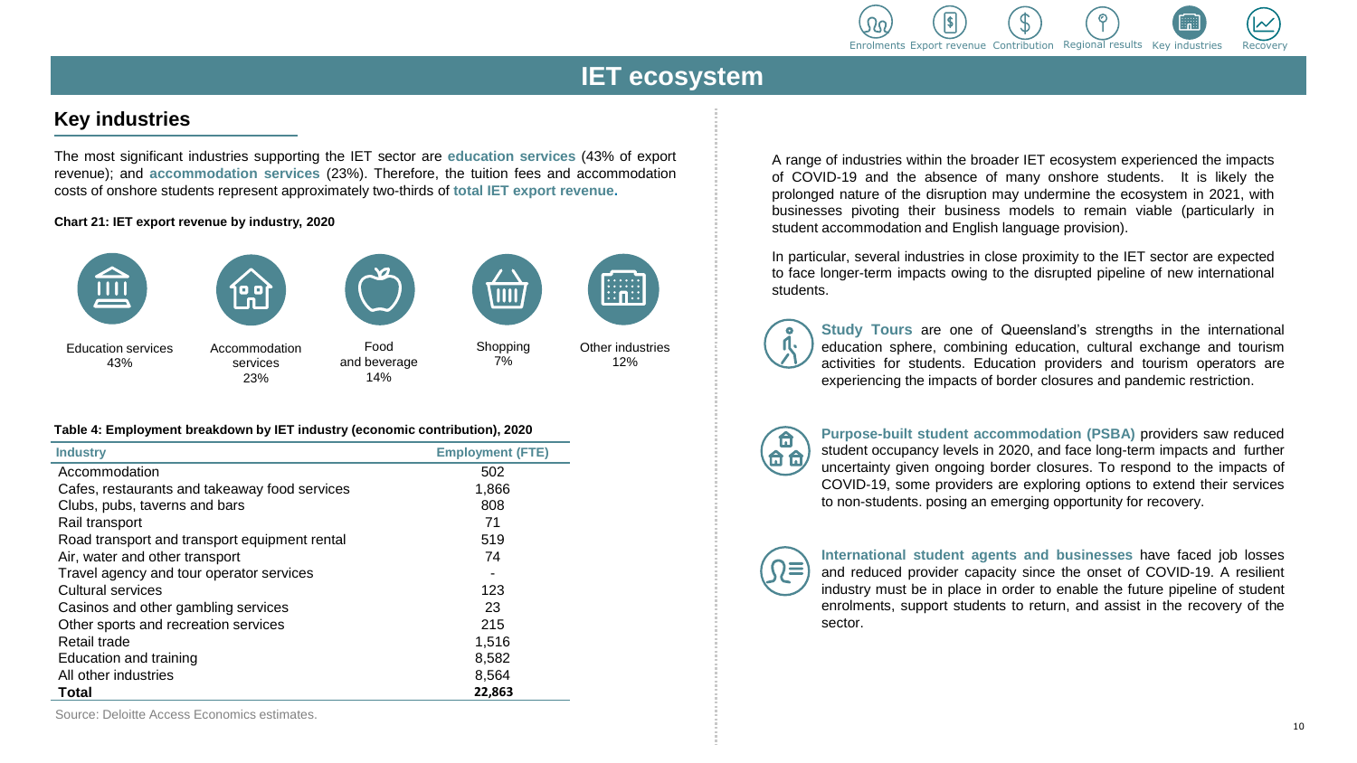# IET ecosystem

## Key industries

The most significant industries supporting the IET sector are **education services** (43% of export revenue); and **accommodation services** (23%). Therefore, the tuition fees and accommodation costs of onshore students represent approximately two-thirds of **total IET export revenue**.

**Chart 21: IET export revenue by industry, 2020**

| Education services | Accommodation services | Food and beverage | Shopping | Other industries |
|---|---|---|---|---|
| 43% | 23% | 14% | 7% | 12% |

**Table 4: Employment breakdown by IET industry (economic contribution), 2020**

| Industry | Employment (FTE) |
|---|---|
| Accommodation | 502 |
| Cafes, restaurants and takeaway food services | 1,866 |
| Clubs, pubs, taverns and bars | 808 |
| Rail transport | 71 |
| Road transport and transport equipment rental | 519 |
| Air, water and other transport | 74 |
| Travel agency and tour operator services | - |
| Cultural services | 123 |
| Casinos and other gambling services | 23 |
| Other sports and recreation services | 215 |
| Retail trade | 1,516 |
| Education and training | 8,582 |
| All other industries | 8,564 |
| **Total** | **22,863** |

Source: Deloitte Access Economics estimates.

A range of industries within the broader IET ecosystem experienced the impacts of COVID-19 and the absence of many onshore students. It is likely the prolonged nature of the disruption may undermine the ecosystem in 2021, with businesses pivoting their business models to remain viable (particularly in student accommodation and English language provision).

In particular, several industries in close proximity to the IET sector are expected to face longer-term impacts owing to the disrupted pipeline of new international students.

**Study Tours** are one of Queensland's strengths in the international education sphere, combining education, cultural exchange and tourism activities for students. Education providers and tourism operators are experiencing the impacts of border closures and pandemic restriction.

**Purpose-built student accommodation (PSBA)** providers saw reduced student occupancy levels in 2020, and face long-term impacts and further uncertainty given ongoing border closures. To respond to the impacts of COVID-19, some providers are exploring options to extend their services to non-students. posing an emerging opportunity for recovery.

**International student agents and businesses** have faced job losses and reduced provider capacity since the onset of COVID-19. A resilient industry must be in place in order to enable the future pipeline of student enrolments, support students to return, and assist in the recovery of the sector.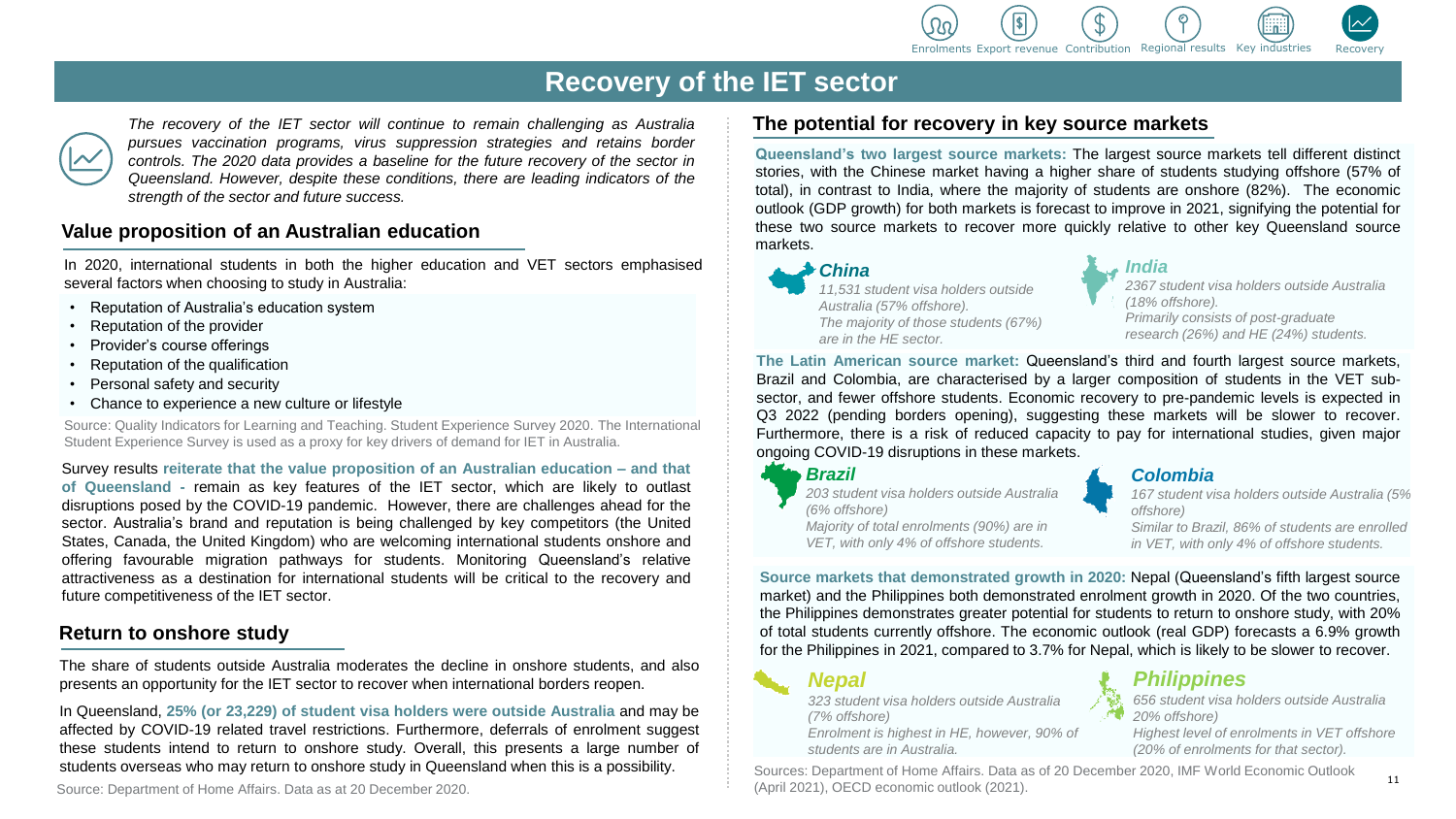# Recovery of the IET sector

*The recovery of the IET sector will continue to remain challenging as Australia pursues vaccination programs, virus suppression strategies and retains border controls. The 2020 data provides a baseline for the future recovery of the sector in Queensland. However, despite these conditions, there are leading indicators of the strength of the sector and future success.*

## Value proposition of an Australian education

In 2020, international students in both the higher education and VET sectors emphasised several factors when choosing to study in Australia:

- Reputation of Australia's education system
- Reputation of the provider
- Provider's course offerings
- Reputation of the qualification
- Personal safety and security
- Chance to experience a new culture or lifestyle

Source: Quality Indicators for Learning and Teaching. Student Experience Survey 2020. The International Student Experience Survey is used as a proxy for key drivers of demand for IET in Australia.

Survey results **reiterate that the value proposition of an Australian education – and that of Queensland -** remain as key features of the IET sector, which are likely to outlast disruptions posed by the COVID-19 pandemic. However, there are challenges ahead for the sector. Australia's brand and reputation is being challenged by key competitors (the United States, Canada, the United Kingdom) who are welcoming international students onshore and offering favourable migration pathways for students. Monitoring Queensland's relative attractiveness as a destination for international students will be critical to the recovery and future competitiveness of the IET sector.

## Return to onshore study

The share of students outside Australia moderates the decline in onshore students, and also presents an opportunity for the IET sector to recover when international borders reopen.

In Queensland, **25% (or 23,229) of student visa holders were outside Australia** and may be affected by COVID-19 related travel restrictions. Furthermore, deferrals of enrolment suggest these students intend to return to onshore study. Overall, this presents a large number of students overseas who may return to onshore study in Queensland when this is a possibility.

Source: Department of Home Affairs. Data as at 20 December 2020.

## The potential for recovery in key source markets

**Queensland's two largest source markets:** The largest source markets tell different distinct stories, with the Chinese market having a higher share of students studying offshore (57% of total), in contrast to India, where the majority of students are onshore (82%). The economic outlook (GDP growth) for both markets is forecast to improve in 2021, signifying the potential for these two source markets to recover more quickly relative to other key Queensland source markets.

### China

*11,531 student visa holders outside Australia (57% offshore).*
*The majority of those students (67%) are in the HE sector.*

### India

*2367 student visa holders outside Australia (18% offshore).*
*Primarily consists of post-graduate research (26%) and HE (24%) students.*

**The Latin American source market:** Queensland's third and fourth largest source markets, Brazil and Colombia, are characterised by a larger composition of students in the VET sub-sector, and fewer offshore students. Economic recovery to pre-pandemic levels is expected in Q3 2022 (pending borders opening), suggesting these markets will be slower to recover. Furthermore, there is a risk of reduced capacity to pay for international studies, given major ongoing COVID-19 disruptions in these markets.

### Brazil

*203 student visa holders outside Australia (6% offshore)*
*Majority of total enrolments (90%) are in VET, with only 4% of offshore students.*

### Colombia

*167 student visa holders outside Australia (5% offshore)*
*Similar to Brazil, 86% of students are enrolled in VET, with only 4% of offshore students.*

**Source markets that demonstrated growth in 2020:** Nepal (Queensland's fifth largest source market) and the Philippines both demonstrated enrolment growth in 2020. Of the two countries, the Philippines demonstrates greater potential for students to return to onshore study, with 20% of total students currently offshore. The economic outlook (real GDP) forecasts a 6.9% growth for the Philippines in 2021, compared to 3.7% for Nepal, which is likely to be slower to recover.

### Nepal

*323 student visa holders outside Australia (7% offshore)*
*Enrolment is highest in HE, however, 90% of students are in Australia.*

### Philippines

*656 student visa holders outside Australia 20% offshore)*
*Highest level of enrolments in VET offshore (20% of enrolments for that sector).*

Sources: Department of Home Affairs. Data as of 20 December 2020, IMF World Economic Outlook (April 2021), OECD economic outlook (2021).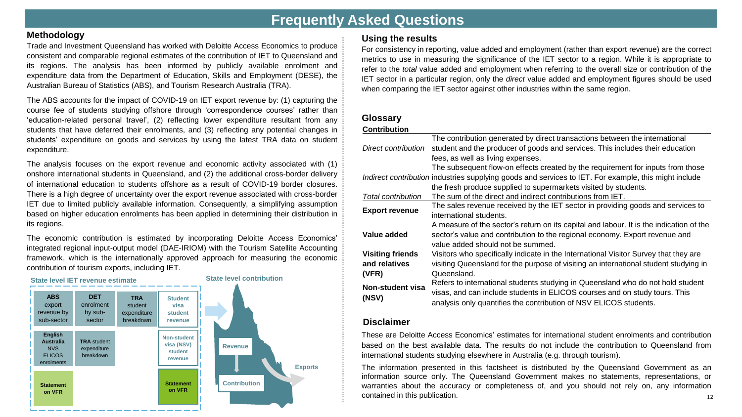# Frequently Asked Questions

## Methodology

Trade and Investment Queensland has worked with Deloitte Access Economics to produce consistent and comparable regional estimates of the contribution of IET to Queensland and its regions. The analysis has been informed by publicly available enrolment and expenditure data from the Department of Education, Skills and Employment (DESE), the Australian Bureau of Statistics (ABS), and Tourism Research Australia (TRA).

The ABS accounts for the impact of COVID-19 on IET export revenue by: (1) capturing the course fee of students studying offshore through 'correspondence courses' rather than 'education-related personal travel', (2) reflecting lower expenditure resultant from any students that have deferred their enrolments, and (3) reflecting any potential changes in students' expenditure on goods and services by using the latest TRA data on student expenditure.

The analysis focuses on the export revenue and economic activity associated with (1) onshore international students in Queensland, and (2) the additional cross-border delivery of international education to students offshore as a result of COVID-19 border closures. There is a high degree of uncertainty over the export revenue associated with cross-border IET due to limited publicly available information. Consequently, a simplifying assumption based on higher education enrolments has been applied in determining their distribution in its regions.

The economic contribution is estimated by incorporating Deloitte Access Economics' integrated regional input-output model (DAE-IRIOM) with the Tourism Satellite Accounting framework, which is the internationally approved approach for measuring the economic contribution of tourism exports, including IET.

State level IET revenue estimate

ABS export revenue by sub-sector

DET enrolment by sub-sector

TRA student expenditure breakdown

Student visa student revenue

English Australia NVS ELICOS enrolments

TRA student expenditure breakdown

Non-student visa (NSV) student revenue

Statement on VFR

Statement on VFR

State level contribution

Revenue

Contribution

Exports

## Using the results

For consistency in reporting, value added and employment (rather than export revenue) are the correct metrics to use in measuring the significance of the IET sector to a region. While it is appropriate to refer to the *total* value added and employment when referring to the overall size or contribution of the IET sector in a particular region, only the *direct* value added and employment figures should be used when comparing the IET sector against other industries within the same region.

## Glossary

| **Contribution** | |
|---|---|
| *Direct contribution* | The contribution generated by direct transactions between the international student and the producer of goods and services. This includes their education fees, as well as living expenses. |
| *Indirect contribution* | The subsequent flow-on effects created by the requirement for inputs from those industries supplying goods and services to IET. For example, this might include the fresh produce supplied to supermarkets visited by students. |
| *Total contribution* | The sum of the direct and indirect contributions from IET. |
| **Export revenue** | The sales revenue received by the IET sector in providing goods and services to international students. |
| **Value added** | A measure of the sector's return on its capital and labour. It is the indication of the sector's value and contribution to the regional economy. Export revenue and value added should not be summed. |
| **Visiting friends and relatives (VFR)** | Visitors who specifically indicate in the International Visitor Survey that they are visiting Queensland for the purpose of visiting an international student studying in Queensland. |
| **Non-student visa (NSV)** | Refers to international students studying in Queensland who do not hold student visas, and can include students in ELICOS courses and on study tours. This analysis only quantifies the contribution of NSV ELICOS students. |

## Disclaimer

These are Deloitte Access Economics' estimates for international student enrolments and contribution based on the best available data. The results do not include the contribution to Queensland from international students studying elsewhere in Australia (e.g. through tourism).

The information presented in this factsheet is distributed by the Queensland Government as an information source only. The Queensland Government makes no statements, representations, or warranties about the accuracy or completeness of, and you should not rely on, any information contained in this publication.